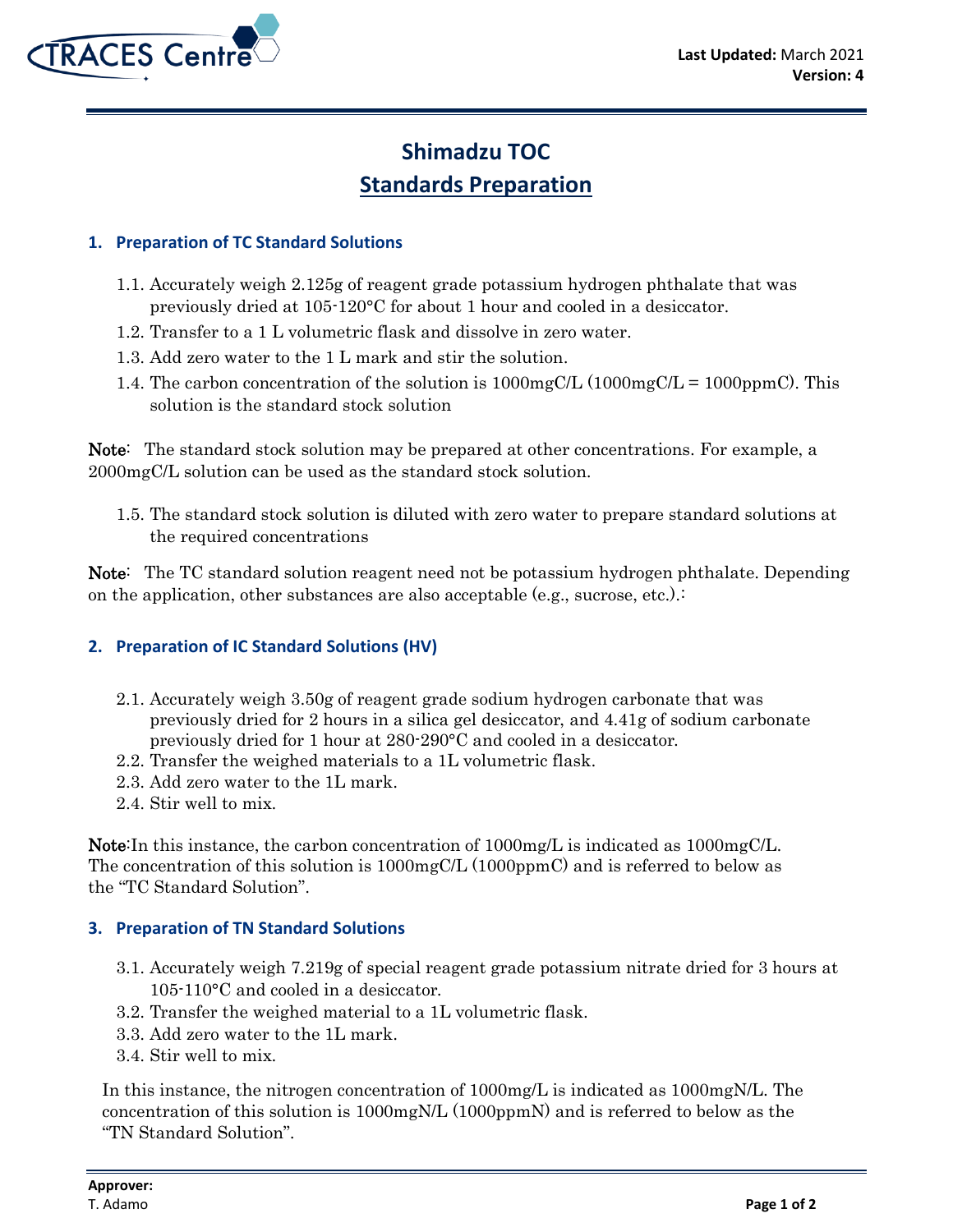Last Updated: March 2021
Version: 4

# Shimadzu TOC
# Standards Preparation

## 1. Preparation of TC Standard Solutions

1.1. Accurately weigh 2.125g of reagent grade potassium hydrogen phthalate that was previously dried at 105-120°C for about 1 hour and cooled in a desiccator.
1.2. Transfer to a 1 L volumetric flask and dissolve in zero water.
1.3. Add zero water to the 1 L mark and stir the solution.
1.4. The carbon concentration of the solution is 1000mgC/L (1000mgC/L = 1000ppmC). This solution is the standard stock solution

**Note**: The standard stock solution may be prepared at other concentrations. For example, a 2000mgC/L solution can be used as the standard stock solution.

1.5. The standard stock solution is diluted with zero water to prepare standard solutions at the required concentrations

**Note**: The TC standard solution reagent need not be potassium hydrogen phthalate. Depending on the application, other substances are also acceptable (e.g., sucrose, etc.).:

## 2. Preparation of IC Standard Solutions (HV)

2.1. Accurately weigh 3.50g of reagent grade sodium hydrogen carbonate that was previously dried for 2 hours in a silica gel desiccator, and 4.41g of sodium carbonate previously dried for 1 hour at 280-290°C and cooled in a desiccator.
2.2. Transfer the weighed materials to a 1L volumetric flask.
2.3. Add zero water to the 1L mark.
2.4. Stir well to mix.

**Note**:In this instance, the carbon concentration of 1000mg/L is indicated as 1000mgC/L. The concentration of this solution is 1000mgC/L (1000ppmC) and is referred to below as the "TC Standard Solution".

## 3. Preparation of TN Standard Solutions

3.1. Accurately weigh 7.219g of special reagent grade potassium nitrate dried for 3 hours at 105-110°C and cooled in a desiccator.
3.2. Transfer the weighed material to a 1L volumetric flask.
3.3. Add zero water to the 1L mark.
3.4. Stir well to mix.

In this instance, the nitrogen concentration of 1000mg/L is indicated as 1000mgN/L. The concentration of this solution is 1000mgN/L (1000ppmN) and is referred to below as the "TN Standard Solution".

**Approver:**
T. Adamo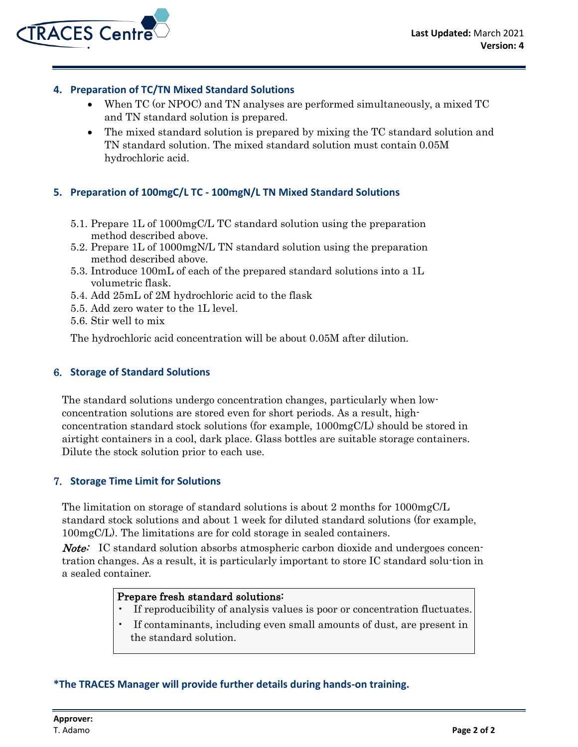## 4. Preparation of TC/TN Mixed Standard Solutions

- When TC (or NPOC) and TN analyses are performed simultaneously, a mixed TC and TN standard solution is prepared.
- The mixed standard solution is prepared by mixing the TC standard solution and TN standard solution. The mixed standard solution must contain 0.05M hydrochloric acid.

## 5. Preparation of 100mgC/L TC - 100mgN/L TN Mixed Standard Solutions

5.1. Prepare 1L of 1000mgC/L TC standard solution using the preparation method described above.
5.2. Prepare 1L of 1000mgN/L TN standard solution using the preparation method described above.
5.3. Introduce 100mL of each of the prepared standard solutions into a 1L volumetric flask.
5.4. Add 25mL of 2M hydrochloric acid to the flask
5.5. Add zero water to the 1L level.
5.6. Stir well to mix

The hydrochloric acid concentration will be about 0.05M after dilution.

## 6. Storage of Standard Solutions

The standard solutions undergo concentration changes, particularly when low-concentration solutions are stored even for short periods. As a result, high-concentration standard stock solutions (for example, 1000mgC/L) should be stored in airtight containers in a cool, dark place. Glass bottles are suitable storage containers. Dilute the stock solution prior to each use.

## 7. Storage Time Limit for Solutions

The limitation on storage of standard solutions is about 2 months for 1000mgC/L standard stock solutions and about 1 week for diluted standard solutions (for example, 100mgC/L). The limitations are for cold storage in sealed containers.

***Note:*** IC standard solution absorbs atmospheric carbon dioxide and undergoes concentration changes. As a result, it is particularly important to store IC standard solution in a sealed container.

**Prepare fresh standard solutions:**
- If reproducibility of analysis values is poor or concentration fluctuates.
- If contaminants, including even small amounts of dust, are present in the standard solution.

***The TRACES Manager will provide further details during hands-on training.**

**Approver:**
T. Adamo